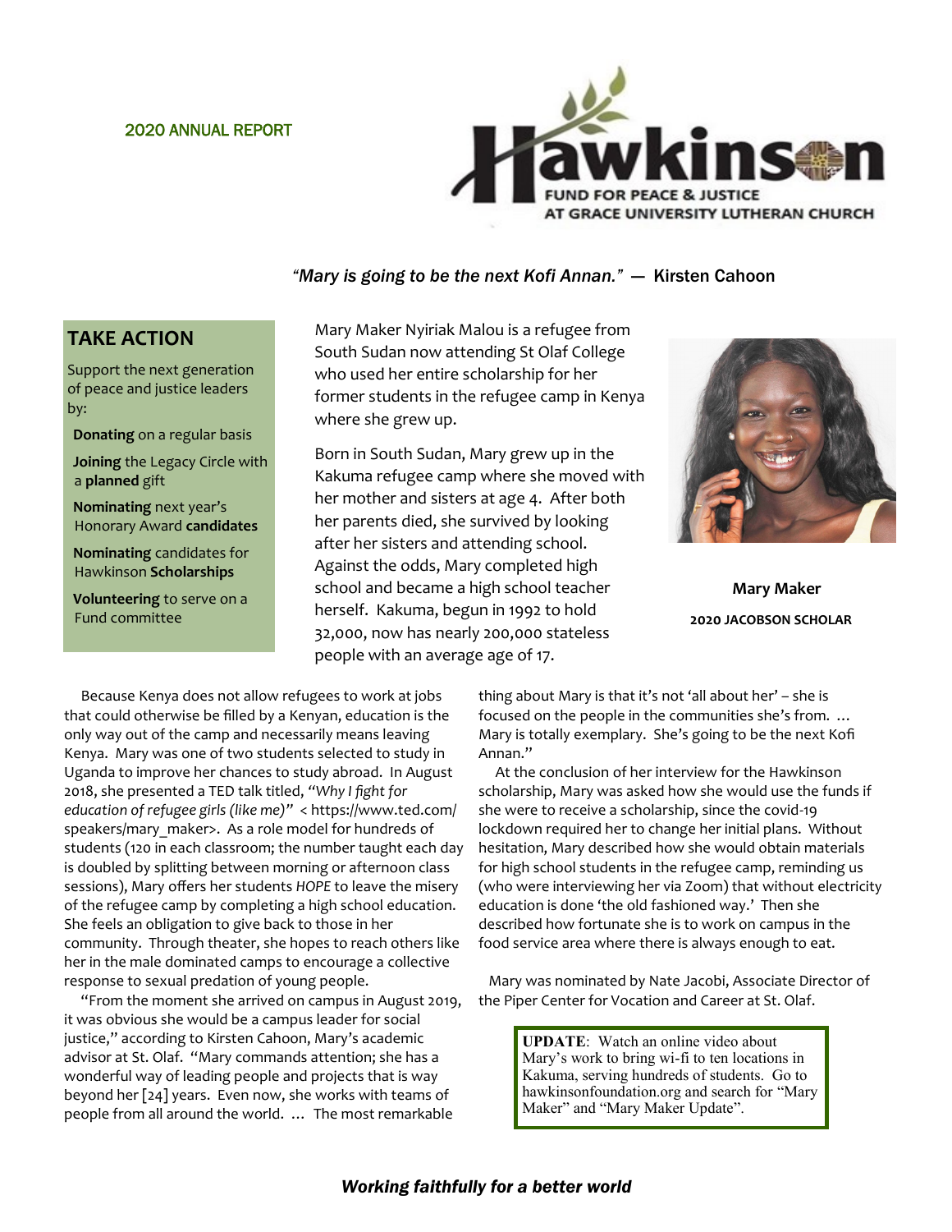2020 ANNUAL REPORT

# Hawkinson

FUND FOR PEACE & JUSTICE
AT GRACE UNIVERSITY LUTHERAN CHURCH

*"Mary is going to be the next Kofi Annan."* — Kirsten Cahoon

## TAKE ACTION

Support the next generation of peace and justice leaders by:

- **Donating** on a regular basis
- **Joining** the Legacy Circle with a **planned** gift
- **Nominating** next year's Honorary Award **candidates**
- **Nominating** candidates for Hawkinson **Scholarships**
- **Volunteering** to serve on a Fund committee

Mary Maker Nyiriak Malou is a refugee from South Sudan now attending St Olaf College who used her entire scholarship for her former students in the refugee camp in Kenya where she grew up.

Born in South Sudan, Mary grew up in the Kakuma refugee camp where she moved with her mother and sisters at age 4. After both her parents died, she survived by looking after her sisters and attending school. Against the odds, Mary completed high school and became a high school teacher herself. Kakuma, begun in 1992 to hold 32,000, now has nearly 200,000 stateless people with an average age of 17.

**Mary Maker**

**2020 JACOBSON SCHOLAR**

Because Kenya does not allow refugees to work at jobs that could otherwise be filled by a Kenyan, education is the only way out of the camp and necessarily means leaving Kenya. Mary was one of two students selected to study in Uganda to improve her chances to study abroad. In August 2018, she presented a TED talk titled, *"Why I fight for education of refugee girls (like me)"* < https://www.ted.com/speakers/mary_maker>. As a role model for hundreds of students (120 in each classroom; the number taught each day is doubled by splitting between morning or afternoon class sessions), Mary offers her students *HOPE* to leave the misery of the refugee camp by completing a high school education. She feels an obligation to give back to those in her community. Through theater, she hopes to reach others like her in the male dominated camps to encourage a collective response to sexual predation of young people.

"From the moment she arrived on campus in August 2019, it was obvious she would be a campus leader for social justice," according to Kirsten Cahoon, Mary's academic advisor at St. Olaf. "Mary commands attention; she has a wonderful way of leading people and projects that is way beyond her [24] years. Even now, she works with teams of people from all around the world. … The most remarkable thing about Mary is that it's not 'all about her' – she is focused on the people in the communities she's from. … Mary is totally exemplary. She's going to be the next Kofi Annan."

At the conclusion of her interview for the Hawkinson scholarship, Mary was asked how she would use the funds if she were to receive a scholarship, since the covid-19 lockdown required her to change her initial plans. Without hesitation, Mary described how she would obtain materials for high school students in the refugee camp, reminding us (who were interviewing her via Zoom) that without electricity education is done 'the old fashioned way.' Then she described how fortunate she is to work on campus in the food service area where there is always enough to eat.

Mary was nominated by Nate Jacobi, Associate Director of the Piper Center for Vocation and Career at St. Olaf.

**UPDATE**: Watch an online video about Mary's work to bring wi-fi to ten locations in Kakuma, serving hundreds of students. Go to hawkinsonfoundation.org and search for "Mary Maker" and "Mary Maker Update".

***Working faithfully for a better world***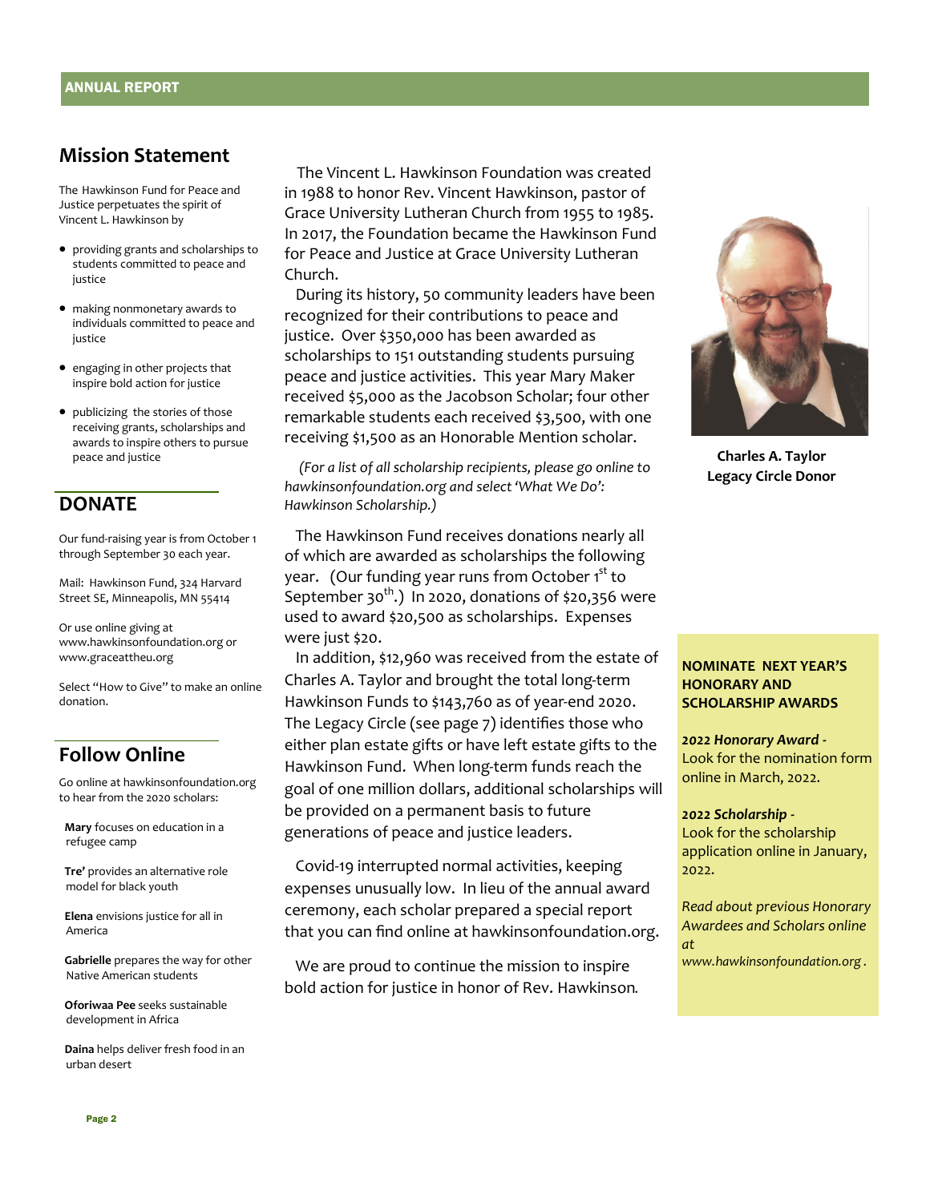## Mission Statement

The Hawkinson Fund for Peace and Justice perpetuates the spirit of Vincent L. Hawkinson by

- providing grants and scholarships to students committed to peace and justice
- making nonmonetary awards to individuals committed to peace and justice
- engaging in other projects that inspire bold action for justice
- publicizing the stories of those receiving grants, scholarships and awards to inspire others to pursue peace and justice

## DONATE

Our fund-raising year is from October 1 through September 30 each year.

Mail: Hawkinson Fund, 324 Harvard Street SE, Minneapolis, MN 55414

Or use online giving at www.hawkinsonfoundation.org or www.graceattheu.org

Select "How to Give" to make an online donation.

## Follow Online

Go online at hawkinsonfoundation.org to hear from the 2020 scholars:

**Mary** focuses on education in a refugee camp

**Tre'** provides an alternative role model for black youth

**Elena** envisions justice for all in America

**Gabrielle** prepares the way for other Native American students

**Oforiwaa Pee** seeks sustainable development in Africa

**Daina** helps deliver fresh food in an urban desert

The Vincent L. Hawkinson Foundation was created in 1988 to honor Rev. Vincent Hawkinson, pastor of Grace University Lutheran Church from 1955 to 1985. In 2017, the Foundation became the Hawkinson Fund for Peace and Justice at Grace University Lutheran Church.

During its history, 50 community leaders have been recognized for their contributions to peace and justice. Over $350,000 has been awarded as scholarships to 151 outstanding students pursuing peace and justice activities. This year Mary Maker received $5,000 as the Jacobson Scholar; four other remarkable students each received $3,500, with one receiving $1,500 as an Honorable Mention scholar.

*(For a list of all scholarship recipients, please go online to hawkinsonfoundation.org and select 'What We Do': Hawkinson Scholarship.)*

The Hawkinson Fund receives donations nearly all of which are awarded as scholarships the following year. (Our funding year runs from October 1st to September 30th.) In 2020, donations of $20,356 were used to award $20,500 as scholarships. Expenses were just $20.

In addition, $12,960 was received from the estate of Charles A. Taylor and brought the total long-term Hawkinson Funds to $143,760 as of year-end 2020. The Legacy Circle (see page 7) identifies those who either plan estate gifts or have left estate gifts to the Hawkinson Fund. When long-term funds reach the goal of one million dollars, additional scholarships will be provided on a permanent basis to future generations of peace and justice leaders.

Covid-19 interrupted normal activities, keeping expenses unusually low. In lieu of the annual award ceremony, each scholar prepared a special report that you can find online at hawkinsonfoundation.org.

We are proud to continue the mission to inspire bold action for justice in honor of Rev. Hawkinson.

**Charles A. Taylor**
**Legacy Circle Donor**

**NOMINATE NEXT YEAR'S HONORARY AND SCHOLARSHIP AWARDS**

***2022 Honorary Award -***
Look for the nomination form online in March, 2022.

***2022 Scholarship -***
Look for the scholarship application online in January, 2022.

*Read about previous Honorary Awardees and Scholars online at www.hawkinsonfoundation.org .*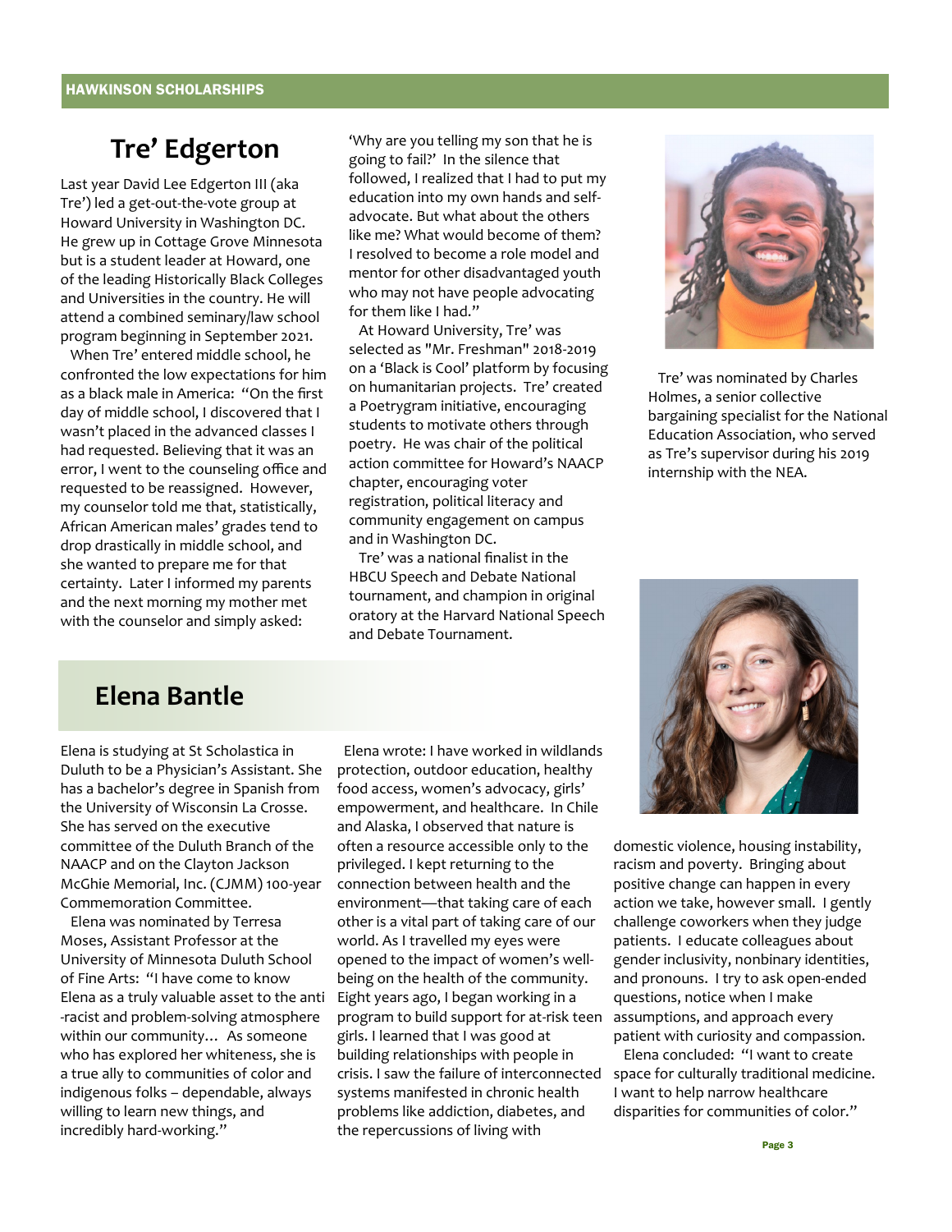HAWKINSON SCHOLARSHIPS

## Tre' Edgerton

Last year David Lee Edgerton III (aka Tre') led a get-out-the-vote group at Howard University in Washington DC. He grew up in Cottage Grove Minnesota but is a student leader at Howard, one of the leading Historically Black Colleges and Universities in the country. He will attend a combined seminary/law school program beginning in September 2021.

When Tre' entered middle school, he confronted the low expectations for him as a black male in America: "On the first day of middle school, I discovered that I wasn't placed in the advanced classes I had requested. Believing that it was an error, I went to the counseling office and requested to be reassigned. However, my counselor told me that, statistically, African American males' grades tend to drop drastically in middle school, and she wanted to prepare me for that certainty. Later I informed my parents and the next morning my mother met with the counselor and simply asked: 'Why are you telling my son that he is going to fail?' In the silence that followed, I realized that I had to put my education into my own hands and self-advocate. But what about the others like me? What would become of them? I resolved to become a role model and mentor for other disadvantaged youth who may not have people advocating for them like I had."

At Howard University, Tre' was selected as "Mr. Freshman" 2018-2019 on a 'Black is Cool' platform by focusing on humanitarian projects. Tre' created a Poetrygram initiative, encouraging students to motivate others through poetry. He was chair of the political action committee for Howard's NAACP chapter, encouraging voter registration, political literacy and community engagement on campus and in Washington DC.

Tre' was a national finalist in the HBCU Speech and Debate National tournament, and champion in original oratory at the Harvard National Speech and Debate Tournament.

Tre' was nominated by Charles Holmes, a senior collective bargaining specialist for the National Education Association, who served as Tre's supervisor during his 2019 internship with the NEA.

## Elena Bantle

Elena is studying at St Scholastica in Duluth to be a Physician's Assistant. She has a bachelor's degree in Spanish from the University of Wisconsin La Crosse. She has served on the executive committee of the Duluth Branch of the NAACP and on the Clayton Jackson McGhie Memorial, Inc. (CJMM) 100-year Commemoration Committee.

Elena was nominated by Terresa Moses, Assistant Professor at the University of Minnesota Duluth School of Fine Arts: "I have come to know Elena as a truly valuable asset to the anti-racist and problem-solving atmosphere within our community… As someone who has explored her whiteness, she is a true ally to communities of color and indigenous folks – dependable, always willing to learn new things, and incredibly hard-working."

Elena wrote: I have worked in wildlands protection, outdoor education, healthy food access, women's advocacy, girls' empowerment, and healthcare. In Chile and Alaska, I observed that nature is often a resource accessible only to the privileged. I kept returning to the connection between health and the environment—that taking care of each other is a vital part of taking care of our world. As I travelled my eyes were opened to the impact of women's well-being on the health of the community. Eight years ago, I began working in a program to build support for at-risk teen girls. I learned that I was good at building relationships with people in crisis. I saw the failure of interconnected systems manifested in chronic health problems like addiction, diabetes, and the repercussions of living with domestic violence, housing instability, racism and poverty. Bringing about positive change can happen in every action we take, however small. I gently challenge coworkers when they judge patients. I educate colleagues about gender inclusivity, nonbinary identities, and pronouns. I try to ask open-ended questions, notice when I make assumptions, and approach every patient with curiosity and compassion.

Elena concluded: "I want to create space for culturally traditional medicine. I want to help narrow healthcare disparities for communities of color."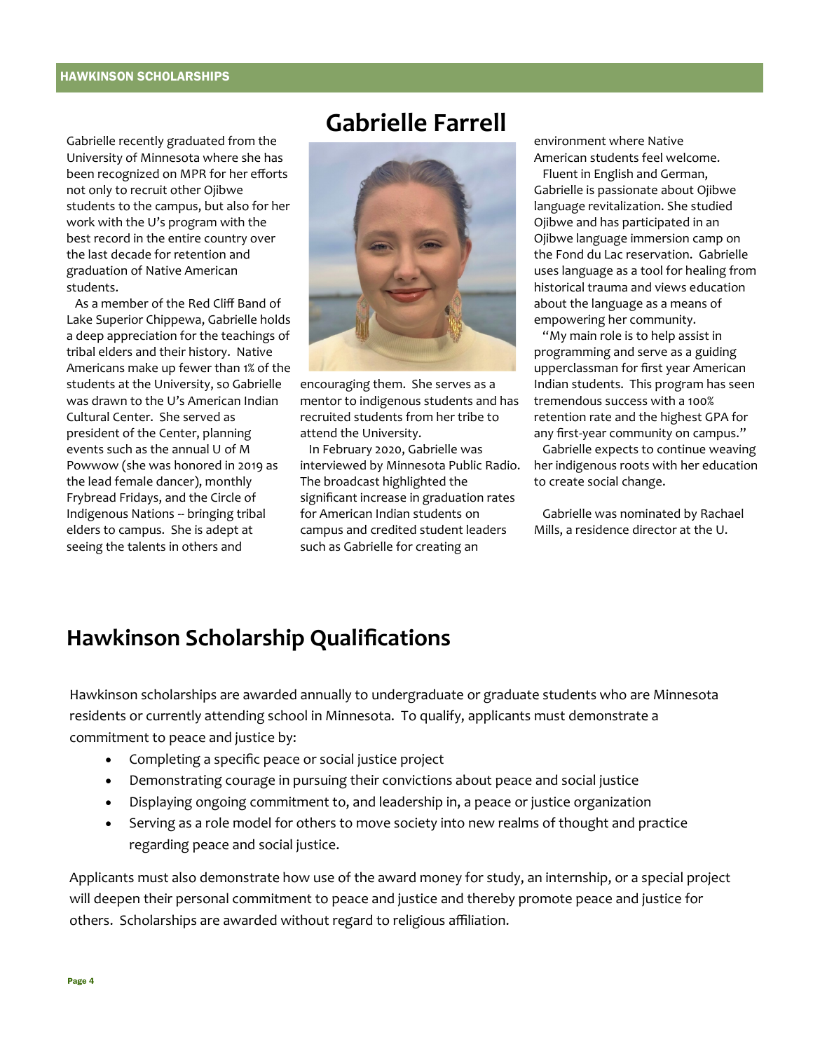# Gabrielle Farrell

Gabrielle recently graduated from the University of Minnesota where she has been recognized on MPR for her efforts not only to recruit other Ojibwe students to the campus, but also for her work with the U's program with the best record in the entire country over the last decade for retention and graduation of Native American students.

As a member of the Red Cliff Band of Lake Superior Chippewa, Gabrielle holds a deep appreciation for the teachings of tribal elders and their history. Native Americans make up fewer than 1% of the students at the University, so Gabrielle was drawn to the U's American Indian Cultural Center. She served as president of the Center, planning events such as the annual U of M Powwow (she was honored in 2019 as the lead female dancer), monthly Frybread Fridays, and the Circle of Indigenous Nations -- bringing tribal elders to campus. She is adept at seeing the talents in others and encouraging them. She serves as a mentor to indigenous students and has recruited students from her tribe to attend the University.

In February 2020, Gabrielle was interviewed by Minnesota Public Radio. The broadcast highlighted the significant increase in graduation rates for American Indian students on campus and credited student leaders such as Gabrielle for creating an environment where Native American students feel welcome.

Fluent in English and German, Gabrielle is passionate about Ojibwe language revitalization. She studied Ojibwe and has participated in an Ojibwe language immersion camp on the Fond du Lac reservation. Gabrielle uses language as a tool for healing from historical trauma and views education about the language as a means of empowering her community.

"My main role is to help assist in programming and serve as a guiding upperclassman for first year American Indian students. This program has seen tremendous success with a 100% retention rate and the highest GPA for any first-year community on campus."

Gabrielle expects to continue weaving her indigenous roots with her education to create social change.

Gabrielle was nominated by Rachael Mills, a residence director at the U.

## Hawkinson Scholarship Qualifications

Hawkinson scholarships are awarded annually to undergraduate or graduate students who are Minnesota residents or currently attending school in Minnesota. To qualify, applicants must demonstrate a commitment to peace and justice by:

- Completing a specific peace or social justice project
- Demonstrating courage in pursuing their convictions about peace and social justice
- Displaying ongoing commitment to, and leadership in, a peace or justice organization
- Serving as a role model for others to move society into new realms of thought and practice regarding peace and social justice.

Applicants must also demonstrate how use of the award money for study, an internship, or a special project will deepen their personal commitment to peace and justice and thereby promote peace and justice for others. Scholarships are awarded without regard to religious affiliation.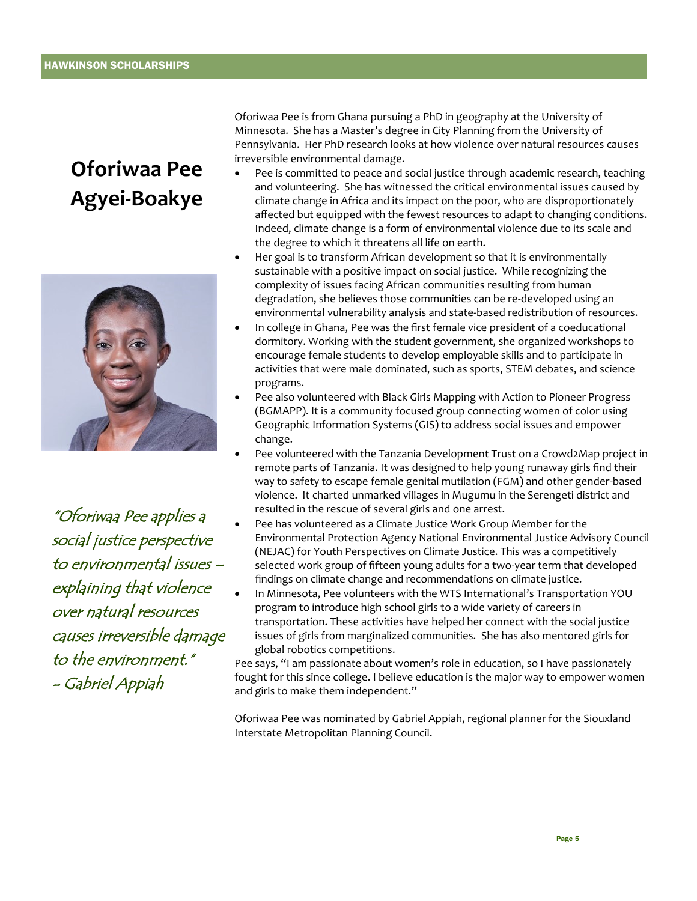# Oforiwaa Pee Agyei-Boakye

*"Oforiwaa Pee applies a social justice perspective to environmental issues – explaining that violence over natural resources causes irreversible damage to the environment."*
*- Gabriel Appiah*

Oforiwaa Pee is from Ghana pursuing a PhD in geography at the University of Minnesota. She has a Master's degree in City Planning from the University of Pennsylvania. Her PhD research looks at how violence over natural resources causes irreversible environmental damage.

- Pee is committed to peace and social justice through academic research, teaching and volunteering. She has witnessed the critical environmental issues caused by climate change in Africa and its impact on the poor, who are disproportionately affected but equipped with the fewest resources to adapt to changing conditions. Indeed, climate change is a form of environmental violence due to its scale and the degree to which it threatens all life on earth.
- Her goal is to transform African development so that it is environmentally sustainable with a positive impact on social justice. While recognizing the complexity of issues facing African communities resulting from human degradation, she believes those communities can be re-developed using an environmental vulnerability analysis and state-based redistribution of resources.
- In college in Ghana, Pee was the first female vice president of a coeducational dormitory. Working with the student government, she organized workshops to encourage female students to develop employable skills and to participate in activities that were male dominated, such as sports, STEM debates, and science programs.
- Pee also volunteered with Black Girls Mapping with Action to Pioneer Progress (BGMAPP). It is a community focused group connecting women of color using Geographic Information Systems (GIS) to address social issues and empower change.
- Pee volunteered with the Tanzania Development Trust on a Crowd2Map project in remote parts of Tanzania. It was designed to help young runaway girls find their way to safety to escape female genital mutilation (FGM) and other gender-based violence. It charted unmarked villages in Mugumu in the Serengeti district and resulted in the rescue of several girls and one arrest.
- Pee has volunteered as a Climate Justice Work Group Member for the Environmental Protection Agency National Environmental Justice Advisory Council (NEJAC) for Youth Perspectives on Climate Justice. This was a competitively selected work group of fifteen young adults for a two-year term that developed findings on climate change and recommendations on climate justice.
- In Minnesota, Pee volunteers with the WTS International's Transportation YOU program to introduce high school girls to a wide variety of careers in transportation. These activities have helped her connect with the social justice issues of girls from marginalized communities. She has also mentored girls for global robotics competitions.

Pee says, "I am passionate about women's role in education, so I have passionately fought for this since college. I believe education is the major way to empower women and girls to make them independent."

Oforiwaa Pee was nominated by Gabriel Appiah, regional planner for the Siouxland Interstate Metropolitan Planning Council.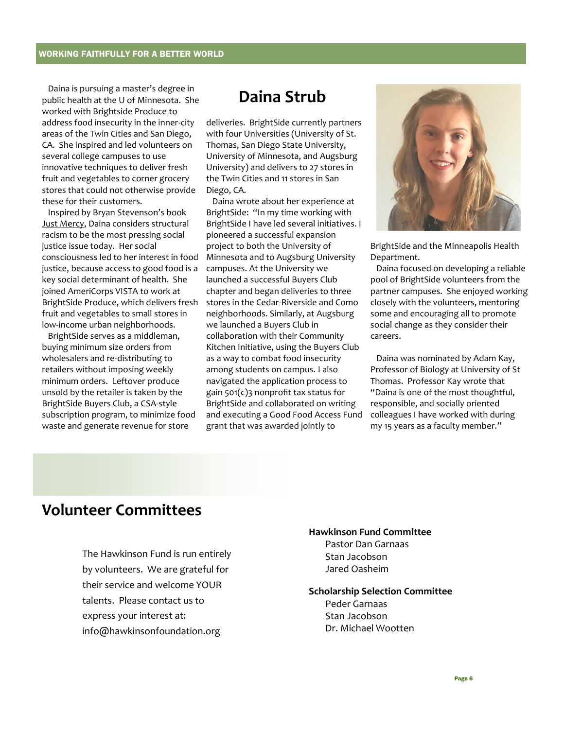## Daina Strub

Daina is pursuing a master's degree in public health at the U of Minnesota. She worked with Brightside Produce to address food insecurity in the inner-city areas of the Twin Cities and San Diego, CA. She inspired and led volunteers on several college campuses to use innovative techniques to deliver fresh fruit and vegetables to corner grocery stores that could not otherwise provide these for their customers.

Inspired by Bryan Stevenson's book Just Mercy, Daina considers structural racism to be the most pressing social justice issue today. Her social consciousness led to her interest in food justice, because access to good food is a key social determinant of health. She joined AmeriCorps VISTA to work at BrightSide Produce, which delivers fresh fruit and vegetables to small stores in low-income urban neighborhoods.

BrightSide serves as a middleman, buying minimum size orders from wholesalers and re-distributing to retailers without imposing weekly minimum orders. Leftover produce unsold by the retailer is taken by the BrightSide Buyers Club, a CSA-style subscription program, to minimize food waste and generate revenue for store deliveries. BrightSide currently partners with four Universities (University of St. Thomas, San Diego State University, University of Minnesota, and Augsburg University) and delivers to 27 stores in the Twin Cities and 11 stores in San Diego, CA.

Daina wrote about her experience at BrightSide: "In my time working with BrightSide I have led several initiatives. I pioneered a successful expansion project to both the University of Minnesota and to Augsburg University campuses. At the University we launched a successful Buyers Club chapter and began deliveries to three stores in the Cedar-Riverside and Como neighborhoods. Similarly, at Augsburg we launched a Buyers Club in collaboration with their Community Kitchen Initiative, using the Buyers Club as a way to combat food insecurity among students on campus. I also navigated the application process to gain 501(c)3 nonprofit tax status for BrightSide and collaborated on writing and executing a Good Food Access Fund grant that was awarded jointly to BrightSide and the Minneapolis Health Department.

Daina focused on developing a reliable pool of BrightSide volunteers from the partner campuses. She enjoyed working closely with the volunteers, mentoring some and encouraging all to promote social change as they consider their careers.

Daina was nominated by Adam Kay, Professor of Biology at University of St Thomas. Professor Kay wrote that "Daina is one of the most thoughtful, responsible, and socially oriented colleagues I have worked with during my 15 years as a faculty member."

## Volunteer Committees

The Hawkinson Fund is run entirely by volunteers. We are grateful for their service and welcome YOUR talents. Please contact us to express your interest at: info@hawkinsonfoundation.org

**Hawkinson Fund Committee**
Pastor Dan Garnaas
Stan Jacobson
Jared Oasheim

**Scholarship Selection Committee**
Peder Garnaas
Stan Jacobson
Dr. Michael Wootten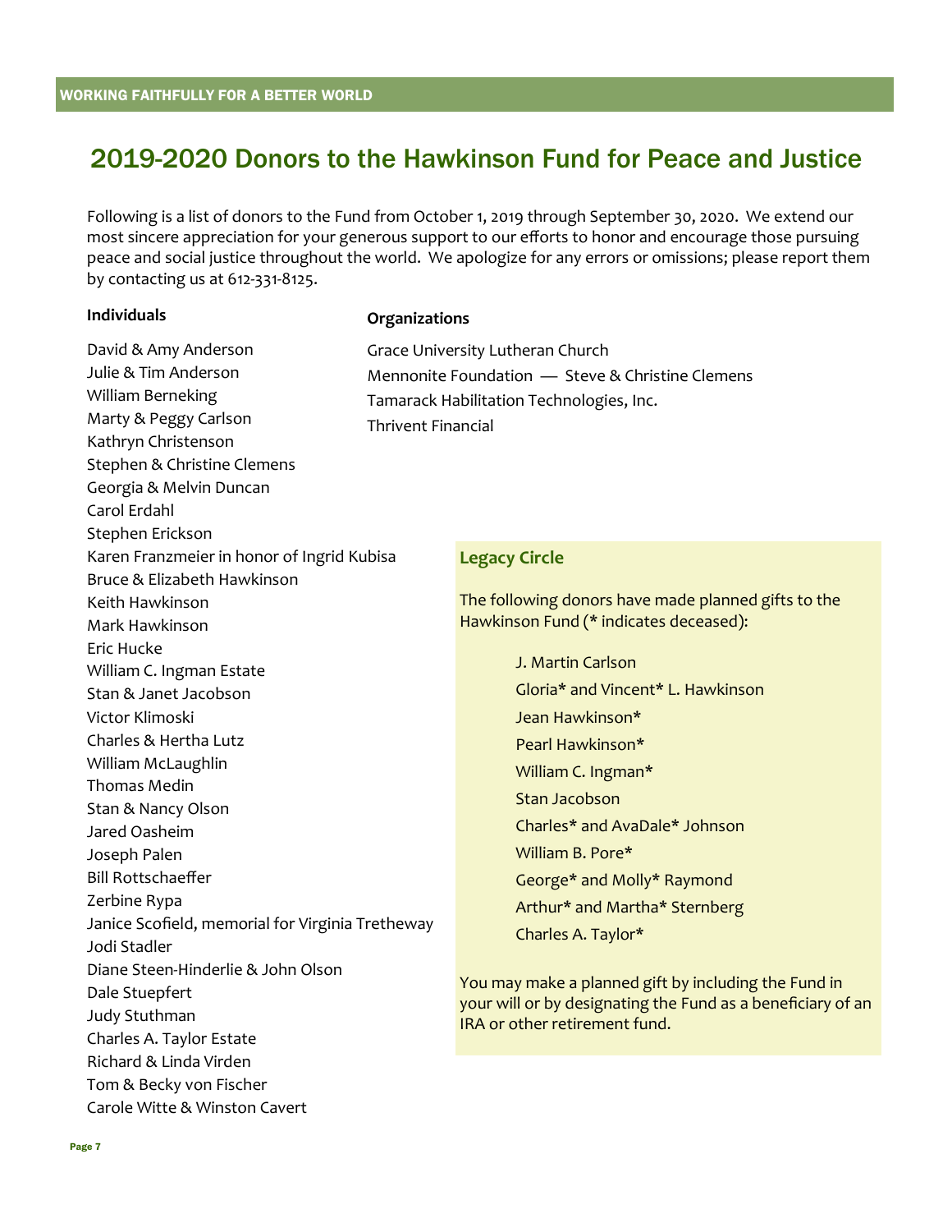## 2019-2020 Donors to the Hawkinson Fund for Peace and Justice

Following is a list of donors to the Fund from October 1, 2019 through September 30, 2020. We extend our most sincere appreciation for your generous support to our efforts to honor and encourage those pursuing peace and social justice throughout the world. We apologize for any errors or omissions; please report them by contacting us at 612-331-8125.

**Individuals**

David & Amy Anderson
Julie & Tim Anderson
William Berneking
Marty & Peggy Carlson
Kathryn Christenson
Stephen & Christine Clemens
Georgia & Melvin Duncan
Carol Erdahl
Stephen Erickson
Karen Franzmeier in honor of Ingrid Kubisa
Bruce & Elizabeth Hawkinson
Keith Hawkinson
Mark Hawkinson
Eric Hucke
William C. Ingman Estate
Stan & Janet Jacobson
Victor Klimoski
Charles & Hertha Lutz
William McLaughlin
Thomas Medin
Stan & Nancy Olson
Jared Oasheim
Joseph Palen
Bill Rottschaeffer
Zerbine Rypa
Janice Scofield, memorial for Virginia Tretheway
Jodi Stadler
Diane Steen-Hinderlie & John Olson
Dale Stuepfert
Judy Stuthman
Charles A. Taylor Estate
Richard & Linda Virden
Tom & Becky von Fischer
Carole Witte & Winston Cavert

**Organizations**

Grace University Lutheran Church
Mennonite Foundation — Steve & Christine Clemens
Tamarack Habilitation Technologies, Inc.
Thrivent Financial

### Legacy Circle

The following donors have made planned gifts to the Hawkinson Fund (* indicates deceased):

J. Martin Carlson
Gloria* and Vincent* L. Hawkinson
Jean Hawkinson*
Pearl Hawkinson*
William C. Ingman*
Stan Jacobson
Charles* and AvaDale* Johnson
William B. Pore*
George* and Molly* Raymond
Arthur* and Martha* Sternberg
Charles A. Taylor*

You may make a planned gift by including the Fund in your will or by designating the Fund as a beneficiary of an IRA or other retirement fund.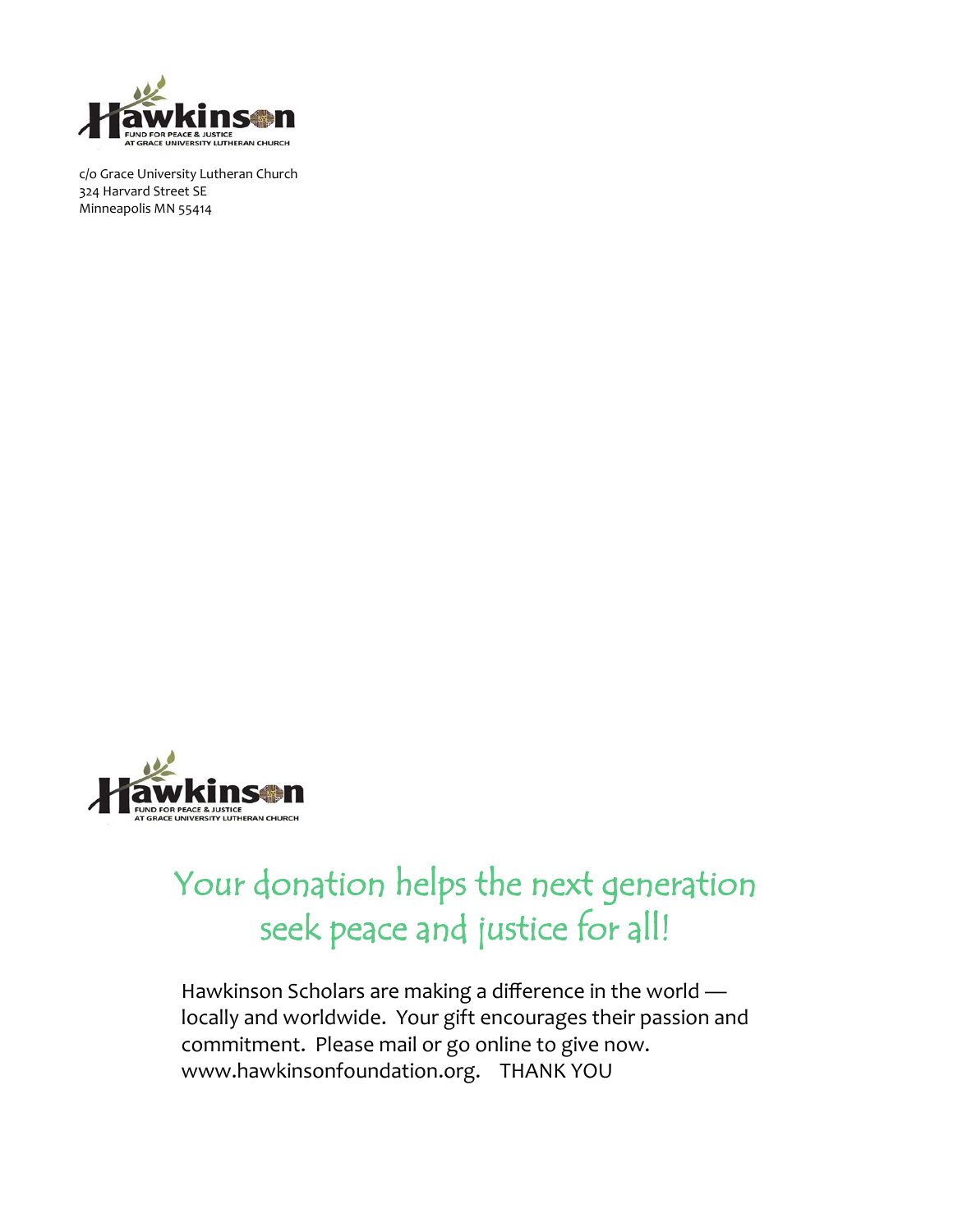Hawkinson

FUND FOR PEACE & JUSTICE
AT GRACE UNIVERSITY LUTHERAN CHURCH

c/o Grace University Lutheran Church
324 Harvard Street SE
Minneapolis MN 55414

Hawkinson

FUND FOR PEACE & JUSTICE
AT GRACE UNIVERSITY LUTHERAN CHURCH

## Your donation helps the next generation seek peace and justice for all!

Hawkinson Scholars are making a difference in the world — locally and worldwide. Your gift encourages their passion and commitment. Please mail or go online to give now. www.hawkinsonfoundation.org. THANK YOU